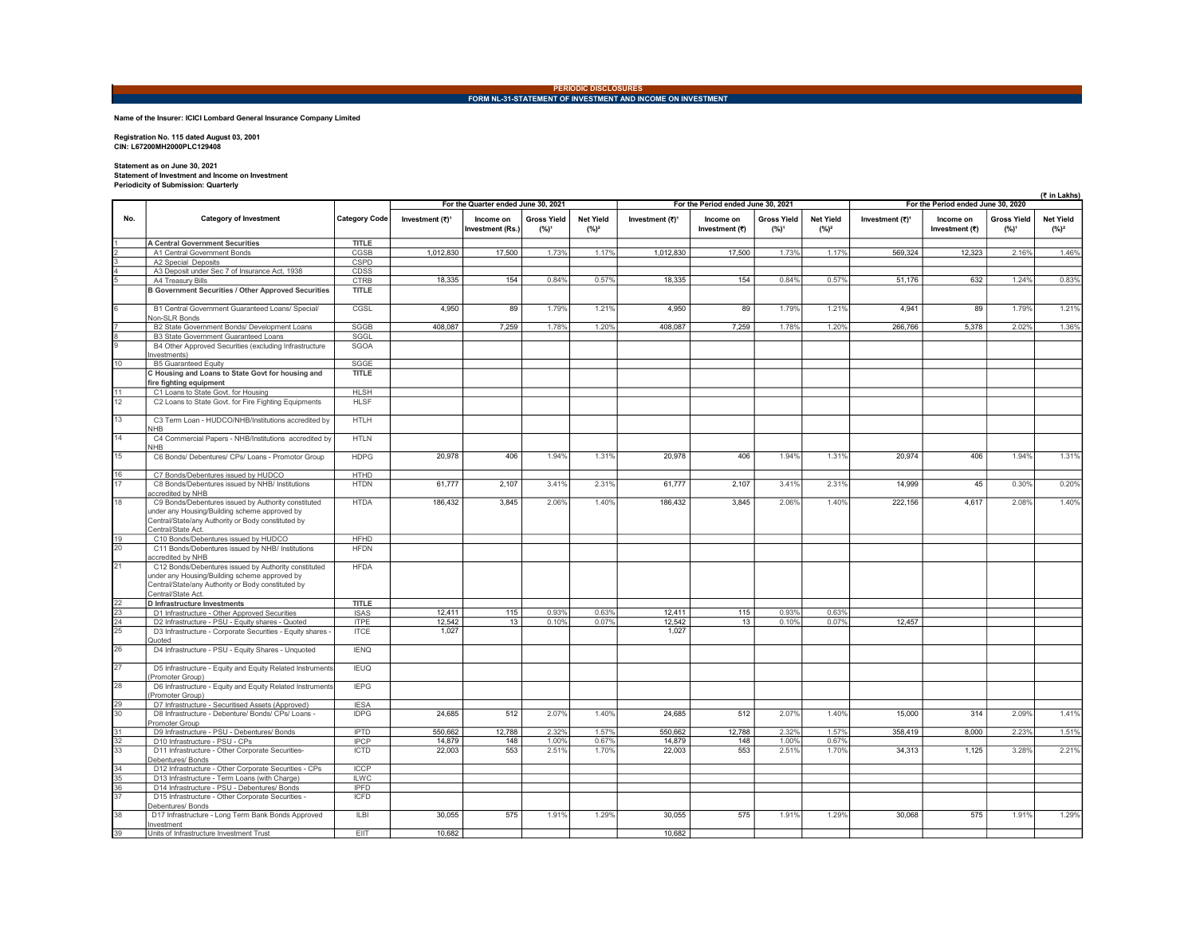**PERIODIC DISCLOSURES**

**FORM NL-31-STATEMENT OF INVESTMENT AND INCOME ON INVESTMENT**

**Name of the Insurer: ICICI Lombard General Insurance Company Limited**

**Registration No. 115 dated August 03, 2001**
**CIN: L67200MH2000PLC129408**

**Statement as on June 30, 2021**
**Statement of Investment and Income on Investment**
**Periodicity of Submission: Quarterly**

(₹ in Lakhs)

| No. | Category of Investment | Category Code | For the Quarter ended June 30, 2021 | | | | For the Period ended June 30, 2021 | | | | For the Period ended June 30, 2020 | | | |
|---|---|---|---|---|---|---|---|---|---|---|---|---|---|---|
| | | | Investment (₹)[1] | Income on Investment (Rs.) | Gross Yield (%)[1] | Net Yield (%)[2] | Investment (₹)[1] | Income on Investment (₹) | Gross Yield (%)[1] | Net Yield (%)[2] | Investment (₹)[1] | Income on Investment (₹) | Gross Yield (%)[1] | Net Yield (%)[2] |
| 1 | **A Central Government Securities** | TITLE | | | | | | | | | | | | |
| 2 | A1 Central Government Bonds | CGSB | 1,012,830 | 17,500 | 1.73% | 1.17% | 1,012,830 | 17,500 | 1.73% | 1.17% | 569,324 | 12,323 | 2.16% | 1.46% |
| 3 | A2 Special Deposits | CSPD | | | | | | | | | | | | |
| 4 | A3 Deposit under Sec 7 of Insurance Act, 1938 | CDSS | | | | | | | | | | | | |
| 5 | A4 Treasury Bills | CTRB | 18,335 | 154 | 0.84% | 0.57% | 18,335 | 154 | 0.84% | 0.57% | 51,176 | 632 | 1.24% | 0.83% |
| | **B Government Securities / Other Approved Securities** | TITLE | | | | | | | | | | | | |
| 6 | B1 Central Government Guaranteed Loans/ Special/ Non-SLR Bonds | CGSL | 4,950 | 89 | 1.79% | 1.21% | 4,950 | 89 | 1.79% | 1.21% | 4,941 | 89 | 1.79% | 1.21% |
| 7 | B2 State Government Bonds/ Development Loans | SGGB | 408,087 | 7,259 | 1.78% | 1.20% | 408,087 | 7,259 | 1.78% | 1.20% | 266,766 | 5,378 | 2.02% | 1.36% |
| 8 | B3 State Government Guaranteed Loans | SGGL | | | | | | | | | | | | |
| 9 | B4 Other Approved Securities (excluding Infrastructure Investments) | SGOA | | | | | | | | | | | | |
| 10 | B5 Guaranteed Equity | SGGE | | | | | | | | | | | | |
| | **C Housing and Loans to State Govt for housing and fire fighting equipment** | TITLE | | | | | | | | | | | | |
| 11 | C1 Loans to State Govt. for Housing | HLSH | | | | | | | | | | | | |
| 12 | C2 Loans to State Govt. for Fire Fighting Equipments | HLSF | | | | | | | | | | | | |
| 13 | C3 Term Loan - HUDCO/NHB/Institutions accredited by NHB | HTLH | | | | | | | | | | | | |
| 14 | C4 Commercial Papers - NHB/Institutions accredited by NHB | HTLN | | | | | | | | | | | | |
| 15 | C6 Bonds/ Debentures/ CPs/ Loans - Promotor Group | HDPG | 20,978 | 406 | 1.94% | 1.31% | 20,978 | 406 | 1.94% | 1.31% | 20,974 | 406 | 1.94% | 1.31% |
| 16 | C7 Bonds/Debentures issued by HUDCO | HTHD | | | | | | | | | | | | |
| 17 | C8 Bonds/Debentures issued by NHB/ Institutions accredited by NHB | HTDN | 61,777 | 2,107 | 3.41% | 2.31% | 61,777 | 2,107 | 3.41% | 2.31% | 14,999 | 45 | 0.30% | 0.20% |
| 18 | C9 Bonds/Debentures issued by Authority constituted under any Housing/Building scheme approved by Central/State/any Authority or Body constituted by Central/State Act. | HTDA | 186,432 | 3,845 | 2.06% | 1.40% | 186,432 | 3,845 | 2.06% | 1.40% | 222,156 | 4,617 | 2.08% | 1.40% |
| 19 | C10 Bonds/Debentures issued by HUDCO | HFHD | | | | | | | | | | | | |
| 20 | C11 Bonds/Debentures issued by NHB/ Institutions accredited by NHB | HFDN | | | | | | | | | | | | |
| 21 | C12 Bonds/Debentures issued by Authority constituted under any Housing/Building scheme approved by Central/State/any Authority or Body constituted by Central/State Act. | HFDA | | | | | | | | | | | | |
| 22 | **D Infrastructure Investments** | TITLE | | | | | | | | | | | | |
| 23 | D1 Infrastructure - Other Approved Securities | ISAS | 12,411 | 115 | 0.93% | 0.63% | 12,411 | 115 | 0.93% | 0.63% | | | | |
| 24 | D2 Infrastructure - PSU - Equity shares - Quoted | ITPE | 12,542 | 13 | 0.10% | 0.07% | 12,542 | 13 | 0.10% | 0.07% | 12,457 | | | |
| 25 | D3 Infrastructure - Corporate Securities - Equity shares - Quoted | ITCE | 1,027 | | | | 1,027 | | | | | | | |
| 26 | D4 Infrastructure - PSU - Equity Shares - Unquoted | IENQ | | | | | | | | | | | | |
| 27 | D5 Infrastructure - Equity and Equity Related Instruments (Promoter Group) | IEUQ | | | | | | | | | | | | |
| 28 | D6 Infrastructure - Equity and Equity Related Instruments (Promoter Group) | IEPG | | | | | | | | | | | | |
| 29 | D7 Infrastructure - Securitised Assets (Approved) | IESA | | | | | | | | | | | | |
| 30 | D8 Infrastructure - Debenture/ Bonds/ CPs/ Loans - Promoter Group | IDPG | 24,685 | 512 | 2.07% | 1.40% | 24,685 | 512 | 2.07% | 1.40% | 15,000 | 314 | 2.09% | 1.41% |
| 31 | D9 Infrastructure - PSU - Debentures/ Bonds | IPTD | 550,662 | 12,788 | 2.32% | 1.57% | 550,662 | 12,788 | 2.32% | 1.57% | 358,419 | 8,000 | 2.23% | 1.51% |
| 32 | D10 Infrastructure - PSU - CPs | IPCP | 14,879 | 148 | 1.00% | 0.67% | 14,879 | 148 | 1.00% | 0.67% | | | | |
| 33 | D11 Infrastructure - Other Corporate Securities- Debentures/ Bonds | ICTD | 22,003 | 553 | 2.51% | 1.70% | 22,003 | 553 | 2.51% | 1.70% | 34,313 | 1,125 | 3.28% | 2.21% |
| 34 | D12 Infrastructure - Other Corporate Securities - CPs | ICCP | | | | | | | | | | | | |
| 35 | D13 Infrastructure - Term Loans (with Charge) | ILWC | | | | | | | | | | | | |
| 36 | D14 Infrastructure - PSU - Debentures/ Bonds | IPFD | | | | | | | | | | | | |
| 37 | D15 Infrastructure - Other Corporate Securities - Debentures/ Bonds | ICFD | | | | | | | | | | | | |
| 38 | D17 Infrastructure - Long Term Bank Bonds Approved Investment | ILBI | 30,055 | 575 | 1.91% | 1.29% | 30,055 | 575 | 1.91% | 1.29% | 30,068 | 575 | 1.91% | 1.29% |
| 39 | Units of Infrastructure Investment Trust | EIIT | 10,682 | | | | 10,682 | | | | | | | |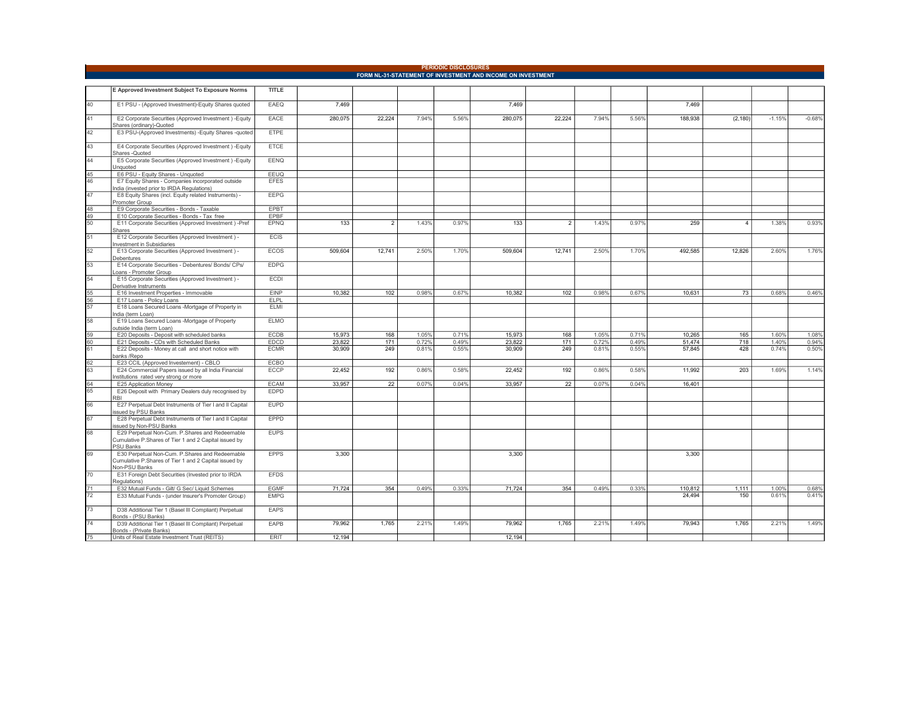**PERIODIC DISCLOSURES**

**FORM NL-31-STATEMENT OF INVESTMENT AND INCOME ON INVESTMENT**

| | E Approved Investment Subject To Exposure Norms | TITLE | | | | | | | | | | | | |
|---|---|---|---|---|---|---|---|---|---|---|---|---|---|---|
| 40 | E1 PSU - (Approved Investment)-Equity Shares quoted | EAEQ | 7,469 | | | | 7,469 | | | | 7,469 | | | |
| 41 | E2 Corporate Securities (Approved Investment ) -Equity Shares (ordinary)-Quoted | EACE | 280,075 | 22,224 | 7.94% | 5.56% | 280,075 | 22,224 | 7.94% | 5.56% | 188,938 | (2,180) | -1.15% | -0.68% |
| 42 | E3 PSU-(Approved Investments) -Equity Shares -quoted | ETPE | | | | | | | | | | | | |
| 43 | E4 Corporate Securities (Approved Investment ) -Equity Shares -Quoted | ETCE | | | | | | | | | | | | |
| 44 | E5 Corporate Securities (Approved Investment ) -Equity Unquoted | EENQ | | | | | | | | | | | | |
| 45 | E6 PSU - Equity Shares - Unquoted | EEUQ | | | | | | | | | | | | |
| 46 | E7 Equity Shares - Companies incorporated outside India (invested prior to IRDA Regulations) | EFES | | | | | | | | | | | | |
| 47 | E8 Equity Shares (incl. Equity related Instruments) - Promoter Group | EEPG | | | | | | | | | | | | |
| 48 | E9 Corporate Securities - Bonds - Taxable | EPBT | | | | | | | | | | | | |
| 49 | E10 Corporate Securities - Bonds - Tax free | EPBF | | | | | | | | | | | | |
| 50 | E11 Corporate Securities (Approved Investment ) -Pref Shares | EPNQ | 133 | 2 | 1.43% | 0.97% | 133 | 2 | 1.43% | 0.97% | 259 | 4 | 1.38% | 0.93% |
| 51 | E12 Corporate Securities (Approved Investment ) -Investment in Subsidiaries | ECIS | | | | | | | | | | | | |
| 52 | E13 Corporate Securities (Approved Investment ) -Debentures | ECOS | 509,604 | 12,741 | 2.50% | 1.70% | 509,604 | 12,741 | 2.50% | 1.70% | 492,585 | 12,826 | 2.60% | 1.76% |
| 53 | E14 Corporate Securities - Debentures/ Bonds/ CPs/ Loans - Promoter Group | EDPG | | | | | | | | | | | | |
| 54 | E15 Corporate Securities (Approved Investment ) -Derivative Instruments | ECDI | | | | | | | | | | | | |
| 55 | E16 Investment Properties - Immovable | EINP | 10,382 | 102 | 0.98% | 0.67% | 10,382 | 102 | 0.98% | 0.67% | 10,631 | 73 | 0.68% | 0.46% |
| 56 | E17 Loans - Policy Loans | ELPL | | | | | | | | | | | | |
| 57 | E18 Loans Secured Loans -Mortgage of Property in India (term Loan) | ELMI | | | | | | | | | | | | |
| 58 | E19 Loans Secured Loans -Mortgage of Property outside India (term Loan) | ELMO | | | | | | | | | | | | |
| 59 | E20 Deposits - Deposit with scheduled banks | ECDB | 15,973 | 168 | 1.05% | 0.71% | 15,973 | 168 | 1.05% | 0.71% | 10,265 | 165 | 1.60% | 1.08% |
| 60 | E21 Deposits - CDs with Scheduled Banks | EDCD | 23,822 | 171 | 0.72% | 0.49% | 23,822 | 171 | 0.72% | 0.49% | 51,474 | 718 | 1.40% | 0.94% |
| 61 | E22 Deposits - Money at call and short notice with banks /Repo | ECMR | 30,909 | 249 | 0.81% | 0.55% | 30,909 | 249 | 0.81% | 0.55% | 57,845 | 428 | 0.74% | 0.50% |
| 62 | E23 CCIL (Approved Investement) - CBLO | ECBO | | | | | | | | | | | | |
| 63 | E24 Commercial Papers issued by all India Financial Institutions rated very strong or more | ECCP | 22,452 | 192 | 0.86% | 0.58% | 22,452 | 192 | 0.86% | 0.58% | 11,992 | 203 | 1.69% | 1.14% |
| 64 | E25 Application Money | ECAM | 33,957 | 22 | 0.07% | 0.04% | 33,957 | 22 | 0.07% | 0.04% | 16,401 | | | |
| 65 | E26 Deposit with Primary Dealers duly recognised by RBI | EDPD | | | | | | | | | | | | |
| 66 | E27 Perpetual Debt Instruments of Tier I and II Capital issued by PSU Banks | EUPD | | | | | | | | | | | | |
| 67 | E28 Perpetual Debt Instruments of Tier I and II Capital issued by Non-PSU Banks | EPPD | | | | | | | | | | | | |
| 68 | E29 Perpetual Non-Cum. P.Shares and Redeemable Cumulative P.Shares of Tier 1 and 2 Capital issued by PSU Banks | EUPS | | | | | | | | | | | | |
| 69 | E30 Perpetual Non-Cum. P.Shares and Redeemable Cumulative P.Shares of Tier 1 and 2 Capital issued by Non-PSU Banks | EPPS | 3,300 | | | | 3,300 | | | | 3,300 | | | |
| 70 | E31 Foreign Debt Securities (Invested prior to IRDA Regulations) | EFDS | | | | | | | | | | | | |
| 71 | E32 Mutual Funds - Gilt/ G Sec/ Liquid Schemes | EGMF | 71,724 | 354 | 0.49% | 0.33% | 71,724 | 354 | 0.49% | 0.33% | 110,812 | 1,111 | 1.00% | 0.68% |
| 72 | E33 Mutual Funds - (under Insurer's Promoter Group) | EMPG | | | | | | | | | 24,494 | 150 | 0.61% | 0.41% |
| 73 | D38 Additional Tier 1 (Basel III Compliant) Perpetual Bonds - (PSU Banks) | EAPS | | | | | | | | | | | | |
| 74 | D39 Additional Tier 1 (Basel III Compliant) Perpetual Bonds - (Private Banks) | EAPB | 79,962 | 1,765 | 2.21% | 1.49% | 79,962 | 1,765 | 2.21% | 1.49% | 79,943 | 1,765 | 2.21% | 1.49% |
| 75 | Units of Real Estate Investment Trust (REITS) | ERIT | 12,194 | | | | 12,194 | | | | | | | |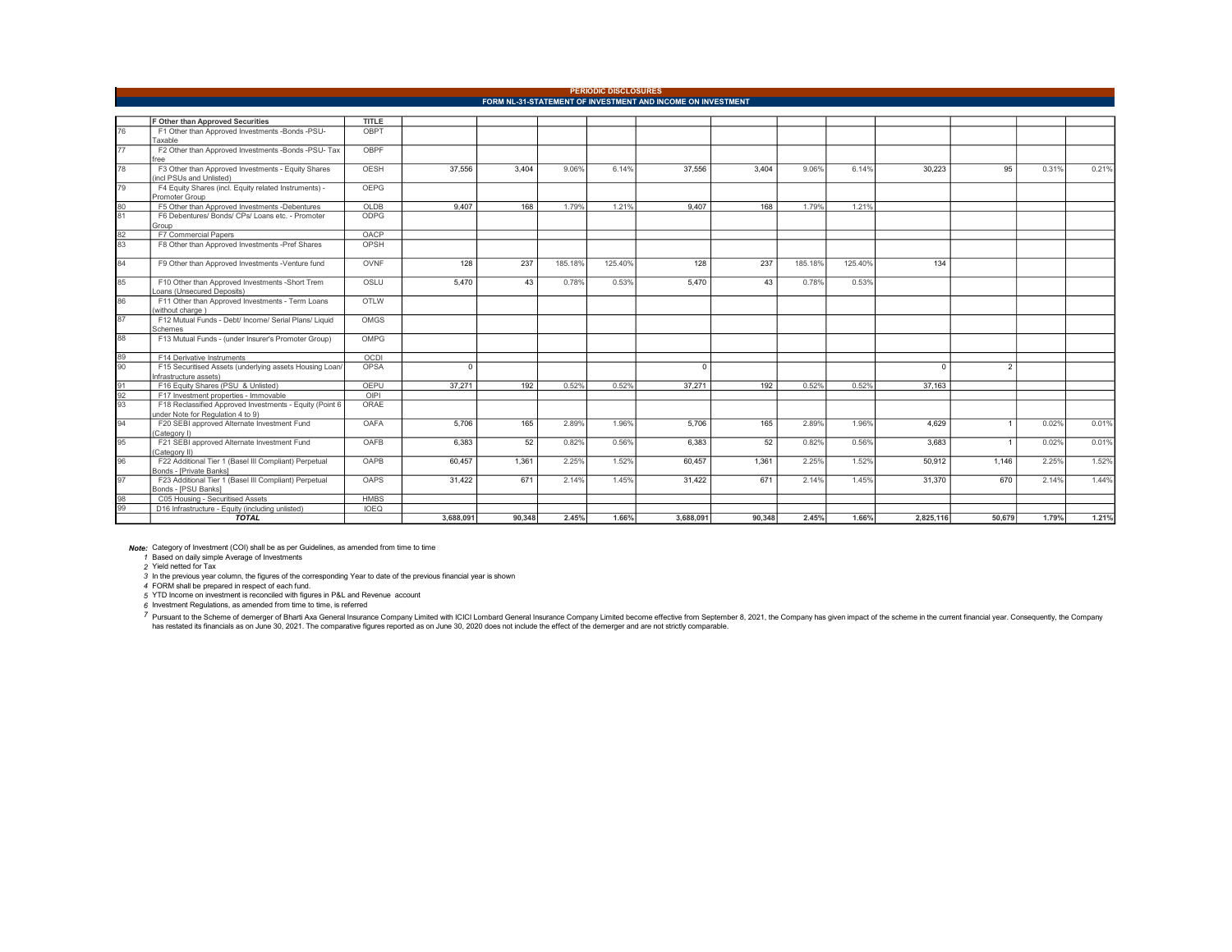# PERIODIC DISCLOSURES

## FORM NL-31-STATEMENT OF INVESTMENT AND INCOME ON INVESTMENT

| | F Other than Approved Securities | TITLE | | | | | | | | | | | | |
|---|---|---|---|---|---|---|---|---|---|---|---|---|---|---|
| 76 | F1 Other than Approved Investments -Bonds -PSU- Taxable | OBPT | | | | | | | | | | | | |
| 77 | F2 Other than Approved Investments -Bonds -PSU- Tax free | OBPF | | | | | | | | | | | | |
| 78 | F3 Other than Approved Investments - Equity Shares (incl PSUs and Unlisted) | OESH | 37,556 | 3,404 | 9.06% | 6.14% | 37,556 | 3,404 | 9.06% | 6.14% | 30,223 | 95 | 0.31% | 0.21% |
| 79 | F4 Equity Shares (incl. Equity related Instruments) - Promoter Group | OEPG | | | | | | | | | | | | |
| 80 | F5 Other than Approved Investments -Debentures | OLDB | 9,407 | 168 | 1.79% | 1.21% | 9,407 | 168 | 1.79% | 1.21% | | | | |
| 81 | F6 Debentures/ Bonds/ CPs/ Loans etc. - Promoter Group | ODPG | | | | | | | | | | | | |
| 82 | F7 Commercial Papers | OACP | | | | | | | | | | | | |
| 83 | F8 Other than Approved Investments -Pref Shares | OPSH | | | | | | | | | | | | |
| 84 | F9 Other than Approved Investments -Venture fund | OVNF | 128 | 237 | 185.18% | 125.40% | 128 | 237 | 185.18% | 125.40% | 134 | | | |
| 85 | F10 Other than Approved Investments -Short Trem Loans (Unsecured Deposits) | OSLU | 5,470 | 43 | 0.78% | 0.53% | 5,470 | 43 | 0.78% | 0.53% | | | | |
| 86 | F11 Other than Approved Investments - Term Loans (without charge ) | OTLW | | | | | | | | | | | | |
| 87 | F12 Mutual Funds - Debt/ Income/ Serial Plans/ Liquid Schemes | OMGS | | | | | | | | | | | | |
| 88 | F13 Mutual Funds - (under Insurer's Promoter Group) | OMPG | | | | | | | | | | | | |
| 89 | F14 Derivative Instruments | OCDI | | | | | | | | | | | | |
| 90 | F15 Securitised Assets (underlying assets Housing Loan/ Infrastructure assets) | OPSA | 0 | | | | 0 | | | | 0 | 2 | | |
| 91 | F16 Equity Shares (PSU & Unlisted) | OEPU | 37,271 | 192 | 0.52% | 0.52% | 37,271 | 192 | 0.52% | 0.52% | 37,163 | | | |
| 92 | F17 Investment properties - Immovable | OIPI | | | | | | | | | | | | |
| 93 | F18 Reclassified Approved Investments - Equity (Point 6 under Note for Regulation 4 to 9) | ORAE | | | | | | | | | | | | |
| 94 | F20 SEBI approved Alternate Investment Fund (Category I) | OAFA | 5,706 | 165 | 2.89% | 1.96% | 5,706 | 165 | 2.89% | 1.96% | 4,629 | 1 | 0.02% | 0.01% |
| 95 | F21 SEBI approved Alternate Investment Fund (Category II) | OAFB | 6,383 | 52 | 0.82% | 0.56% | 6,383 | 52 | 0.82% | 0.56% | 3,683 | 1 | 0.02% | 0.01% |
| 96 | F22 Additional Tier 1 (Basel III Compliant) Perpetual Bonds - [Private Banks] | OAPB | 60,457 | 1,361 | 2.25% | 1.52% | 60,457 | 1,361 | 2.25% | 1.52% | 50,912 | 1,146 | 2.25% | 1.52% |
| 97 | F23 Additional Tier 1 (Basel III Compliant) Perpetual Bonds - [PSU Banks] | OAPS | 31,422 | 671 | 2.14% | 1.45% | 31,422 | 671 | 2.14% | 1.45% | 31,370 | 670 | 2.14% | 1.44% |
| 98 | C05 Housing - Securitised Assets | HMBS | | | | | | | | | | | | |
| 99 | D16 Infrastructure - Equity (including unlisted) | IOEQ | | | | | | | | | | | | |
| | ***TOTAL*** | | **3,688,091** | **90,348** | **2.45%** | **1.66%** | **3,688,091** | **90,348** | **2.45%** | **1.66%** | **2,825,116** | **50,679** | **1.79%** | **1.21%** |

***Note:*** Category of Investment (COI) shall be as per Guidelines, as amended from time to time

1 Based on daily simple Average of Investments

2 Yield netted for Tax

3 In the previous year column, the figures of the corresponding Year to date of the previous financial year is shown

4 FORM shall be prepared in respect of each fund.

5 YTD Income on investment is reconciled with figures in P&L and Revenue account

6 Investment Regulations, as amended from time to time, is referred

7 Pursuant to the Scheme of demerger of Bharti Axa General Insurance Company Limited with ICICI Lombard General Insurance Company Limited become effective from September 8, 2021, the Company has given impact of the scheme in the current financial year. Consequently, the Company has restated its financials as on June 30, 2021. The comparative figures reported as on June 30, 2020 does not include the effect of the demerger and are not strictly comparable.